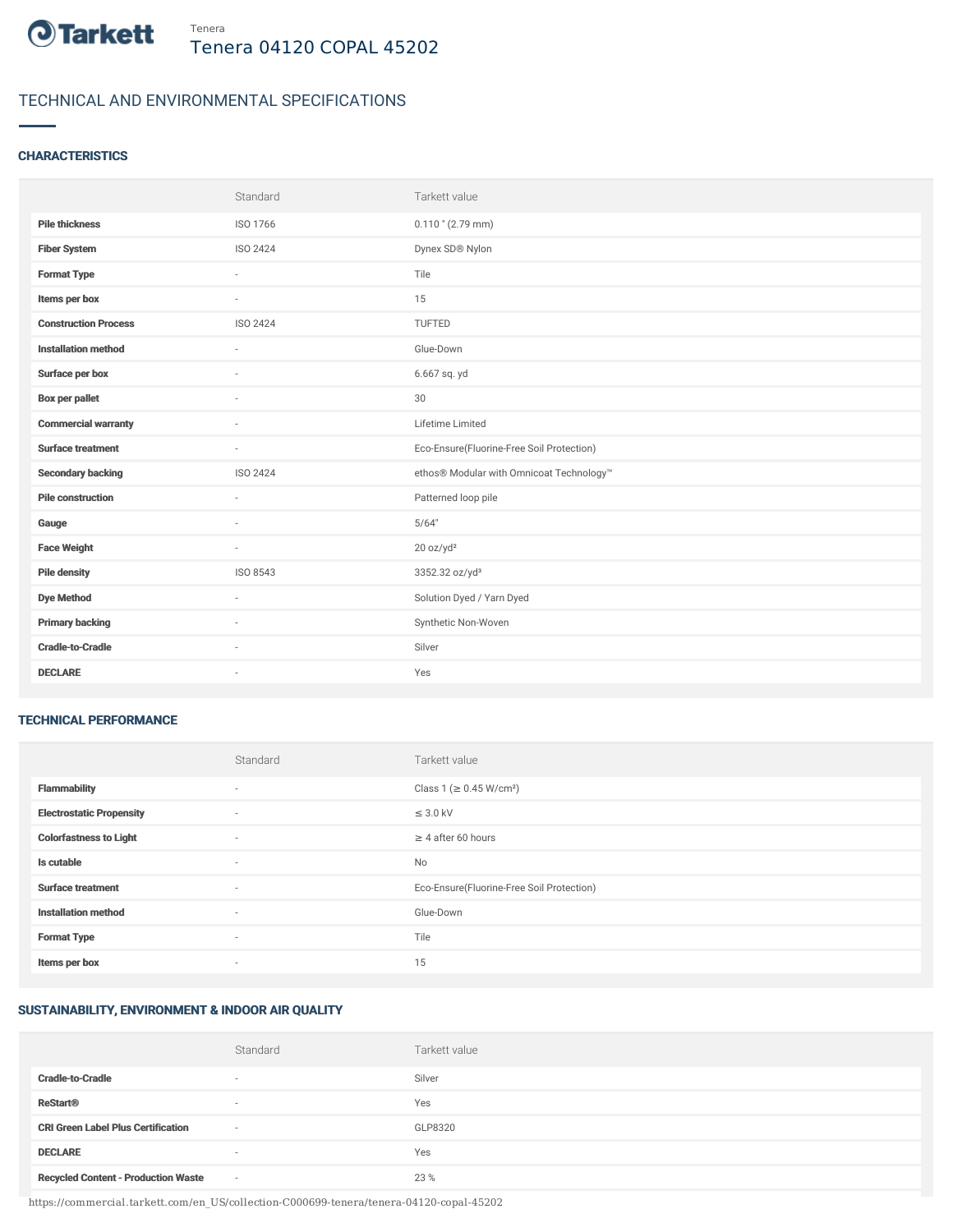Tarkett

Tenera

# Tenera 04120 COPAL 45202

## TECHNICAL AND ENVIRONMENTAL SPECIFICATIONS

### CHARACTERISTICS

| | Standard | Tarkett value |
|---|---|---|
| **Pile thickness** | ISO 1766 | 0.110 " (2.79 mm) |
| **Fiber System** | ISO 2424 | Dynex SD® Nylon |
| **Format Type** | - | Tile |
| **Items per box** | - | 15 |
| **Construction Process** | ISO 2424 | TUFTED |
| **Installation method** | - | Glue-Down |
| **Surface per box** | - | 6.667 sq. yd |
| **Box per pallet** | - | 30 |
| **Commercial warranty** | - | Lifetime Limited |
| **Surface treatment** | - | Eco-Ensure(Fluorine-Free Soil Protection) |
| **Secondary backing** | ISO 2424 | ethos® Modular with Omnicoat Technology™ |
| **Pile construction** | - | Patterned loop pile |
| **Gauge** | - | 5/64" |
| **Face Weight** | - | 20 oz/yd² |
| **Pile density** | ISO 8543 | 3352.32 oz/yd³ |
| **Dye Method** | - | Solution Dyed / Yarn Dyed |
| **Primary backing** | - | Synthetic Non-Woven |
| **Cradle-to-Cradle** | - | Silver |
| **DECLARE** | - | Yes |

### TECHNICAL PERFORMANCE

| | Standard | Tarkett value |
|---|---|---|
| **Flammability** | - | Class 1 (≥ 0.45 W/cm²) |
| **Electrostatic Propensity** | - | ≤ 3.0 kV |
| **Colorfastness to Light** | - | ≥ 4 after 60 hours |
| **Is cutable** | - | No |
| **Surface treatment** | - | Eco-Ensure(Fluorine-Free Soil Protection) |
| **Installation method** | - | Glue-Down |
| **Format Type** | - | Tile |
| **Items per box** | - | 15 |

### SUSTAINABILITY, ENVIRONMENT & INDOOR AIR QUALITY

| | Standard | Tarkett value |
|---|---|---|
| **Cradle-to-Cradle** | - | Silver |
| **ReStart®** | - | Yes |
| **CRI Green Label Plus Certification** | - | GLP8320 |
| **DECLARE** | - | Yes |
| **Recycled Content - Production Waste** | - | 23 % |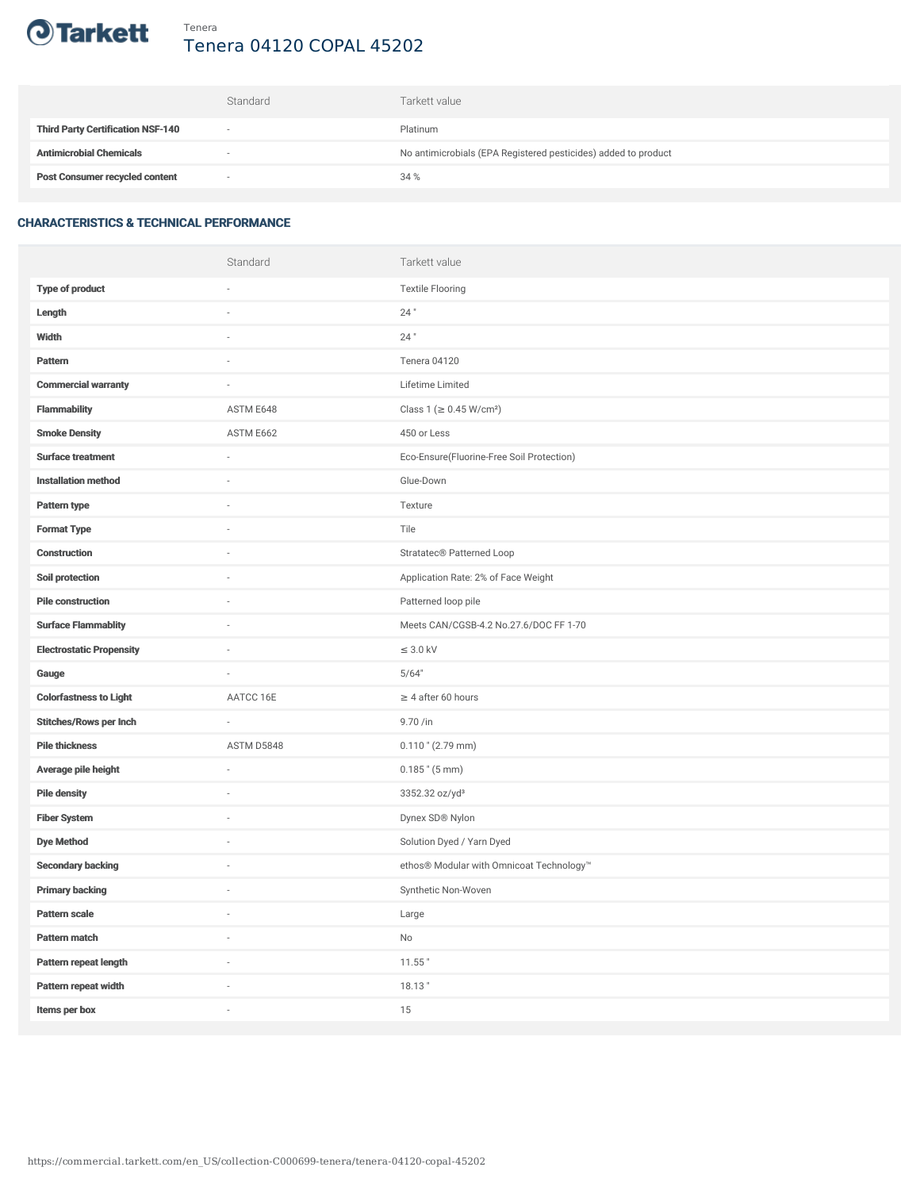Tenera

# Tenera 04120 COPAL 45202

| | Standard | Tarkett value |
|---|---|---|
| **Third Party Certification NSF-140** | - | Platinum |
| **Antimicrobial Chemicals** | - | No antimicrobials (EPA Registered pesticides) added to product |
| **Post Consumer recycled content** | - | 34 % |

## CHARACTERISTICS & TECHNICAL PERFORMANCE

| | Standard | Tarkett value |
|---|---|---|
| **Type of product** | - | Textile Flooring |
| **Length** | - | 24 " |
| **Width** | - | 24 " |
| **Pattern** | - | Tenera 04120 |
| **Commercial warranty** | - | Lifetime Limited |
| **Flammability** | ASTM E648 | Class 1 (≥ 0.45 W/cm²) |
| **Smoke Density** | ASTM E662 | 450 or Less |
| **Surface treatment** | - | Eco-Ensure(Fluorine-Free Soil Protection) |
| **Installation method** | - | Glue-Down |
| **Pattern type** | - | Texture |
| **Format Type** | - | Tile |
| **Construction** | - | Stratatec® Patterned Loop |
| **Soil protection** | - | Application Rate: 2% of Face Weight |
| **Pile construction** | - | Patterned loop pile |
| **Surface Flammablity** | - | Meets CAN/CGSB-4.2 No.27.6/DOC FF 1-70 |
| **Electrostatic Propensity** | - | ≤ 3.0 kV |
| **Gauge** | - | 5/64" |
| **Colorfastness to Light** | AATCC 16E | ≥ 4 after 60 hours |
| **Stitches/Rows per Inch** | - | 9.70 /in |
| **Pile thickness** | ASTM D5848 | 0.110 " (2.79 mm) |
| **Average pile height** | - | 0.185 " (5 mm) |
| **Pile density** | - | 3352.32 oz/yd³ |
| **Fiber System** | - | Dynex SD® Nylon |
| **Dye Method** | - | Solution Dyed / Yarn Dyed |
| **Secondary backing** | - | ethos® Modular with Omnicoat Technology™ |
| **Primary backing** | - | Synthetic Non-Woven |
| **Pattern scale** | - | Large |
| **Pattern match** | - | No |
| **Pattern repeat length** | - | 11.55 " |
| **Pattern repeat width** | - | 18.13 " |
| **Items per box** | - | 15 |